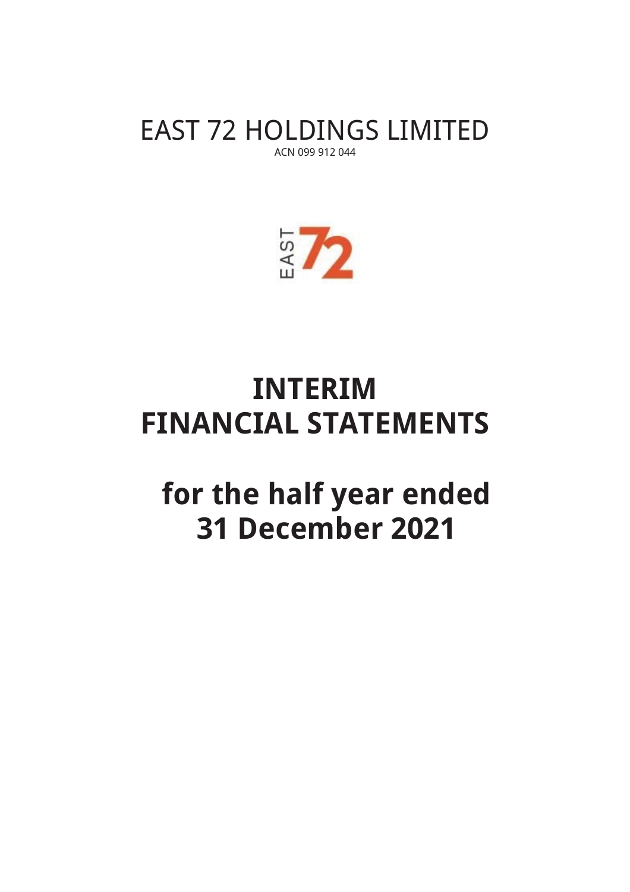# EAST 72 HOLDINGS LIMITED

ACN 099 912 044

# INTERIM FINANCIAL STATEMENTS

## for the half year ended 31 December 2021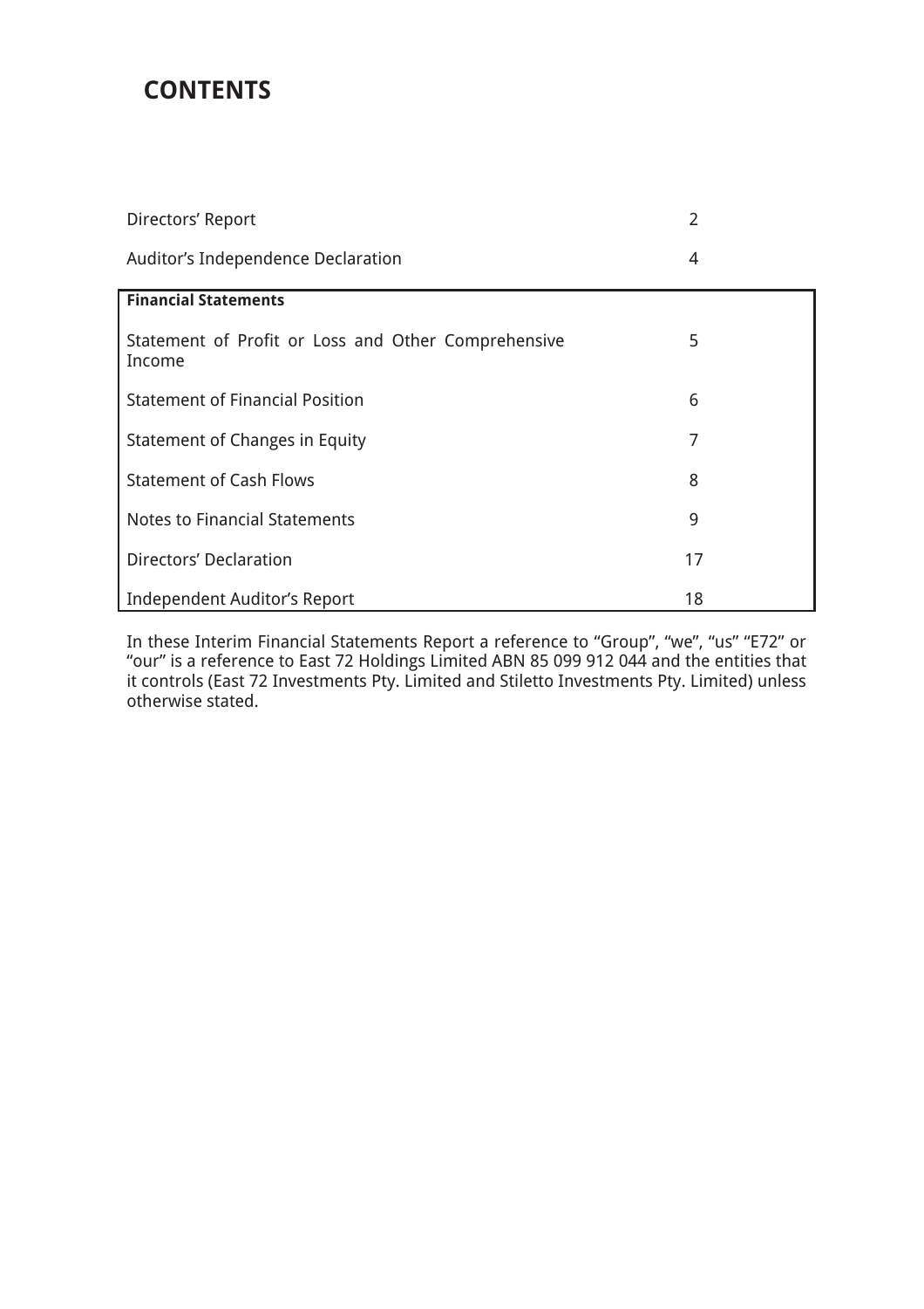# CONTENTS

| | |
|---|---|
| Directors' Report | 2 |
| Auditor's Independence Declaration | 4 |
| **Financial Statements** | |
| Statement of Profit or Loss and Other Comprehensive Income | 5 |
| Statement of Financial Position | 6 |
| Statement of Changes in Equity | 7 |
| Statement of Cash Flows | 8 |
| Notes to Financial Statements | 9 |
| Directors' Declaration | 17 |
| Independent Auditor's Report | 18 |

In these Interim Financial Statements Report a reference to "Group", "we", "us" "E72" or "our" is a reference to East 72 Holdings Limited ABN 85 099 912 044 and the entities that it controls (East 72 Investments Pty. Limited and Stiletto Investments Pty. Limited) unless otherwise stated.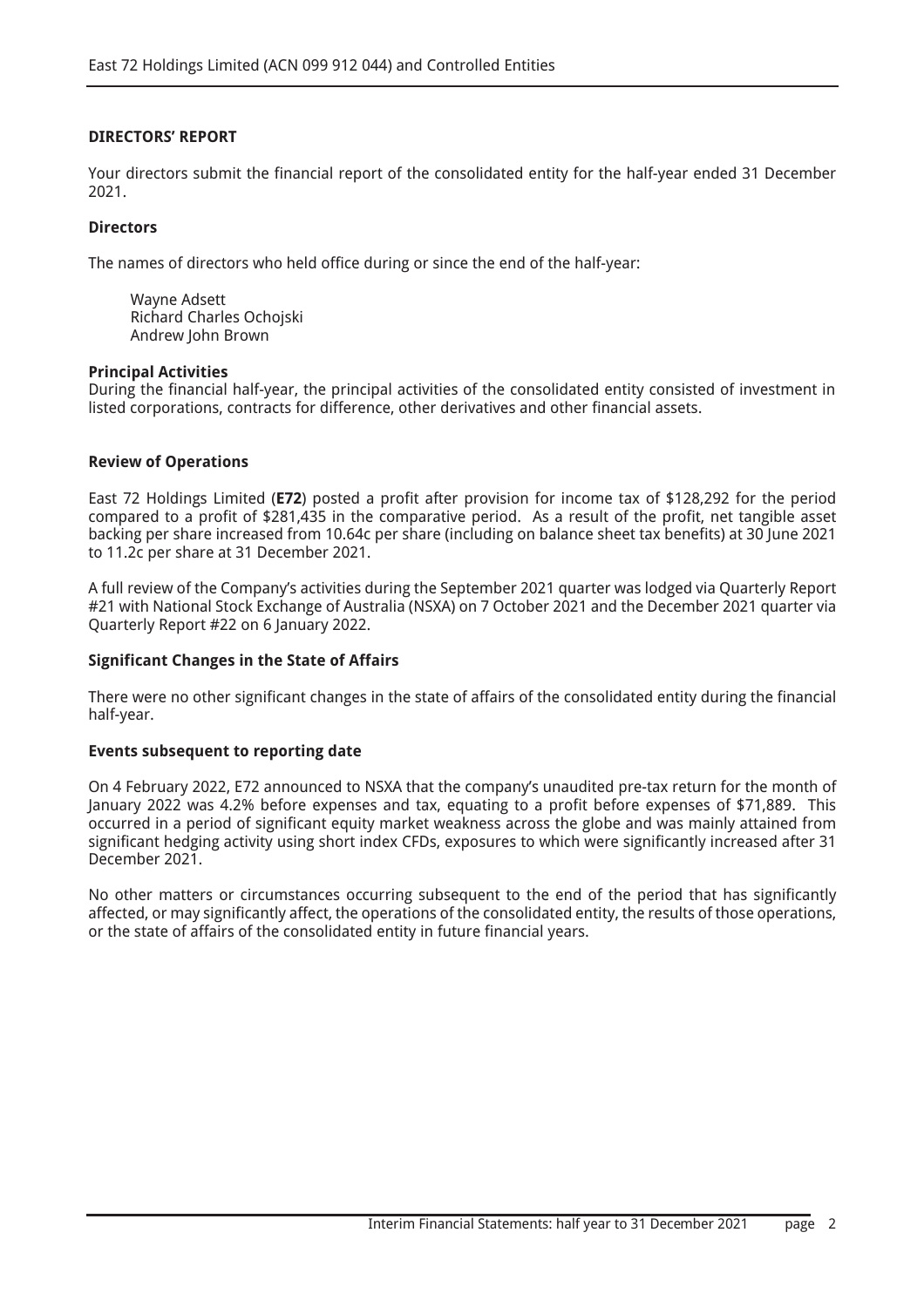## DIRECTORS' REPORT

Your directors submit the financial report of the consolidated entity for the half-year ended 31 December 2021.

### Directors

The names of directors who held office during or since the end of the half-year:

Wayne Adsett
Richard Charles Ochojski
Andrew John Brown

### Principal Activities

During the financial half-year, the principal activities of the consolidated entity consisted of investment in listed corporations, contracts for difference, other derivatives and other financial assets.

### Review of Operations

East 72 Holdings Limited (**E72**) posted a profit after provision for income tax of $128,292 for the period compared to a profit of $281,435 in the comparative period. As a result of the profit, net tangible asset backing per share increased from 10.64c per share (including on balance sheet tax benefits) at 30 June 2021 to 11.2c per share at 31 December 2021.

A full review of the Company's activities during the September 2021 quarter was lodged via Quarterly Report #21 with National Stock Exchange of Australia (NSXA) on 7 October 2021 and the December 2021 quarter via Quarterly Report #22 on 6 January 2022.

### Significant Changes in the State of Affairs

There were no other significant changes in the state of affairs of the consolidated entity during the financial half-year.

### Events subsequent to reporting date

On 4 February 2022, E72 announced to NSXA that the company's unaudited pre-tax return for the month of January 2022 was 4.2% before expenses and tax, equating to a profit before expenses of $71,889. This occurred in a period of significant equity market weakness across the globe and was mainly attained from significant hedging activity using short index CFDs, exposures to which were significantly increased after 31 December 2021.

No other matters or circumstances occurring subsequent to the end of the period that has significantly affected, or may significantly affect, the operations of the consolidated entity, the results of those operations, or the state of affairs of the consolidated entity in future financial years.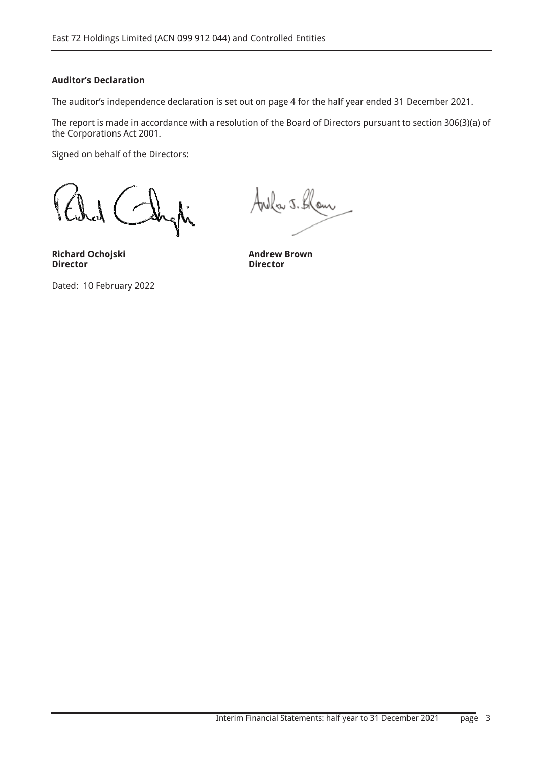**Auditor's Declaration**

The auditor's independence declaration is set out on page 4 for the half year ended 31 December 2021.

The report is made in accordance with a resolution of the Board of Directors pursuant to section 306(3)(a) of the Corporations Act 2001.

Signed on behalf of the Directors:

| **Richard Ochojski** | **Andrew Brown** |
|---|---|
| **Director** | **Director** |

Dated: 10 February 2022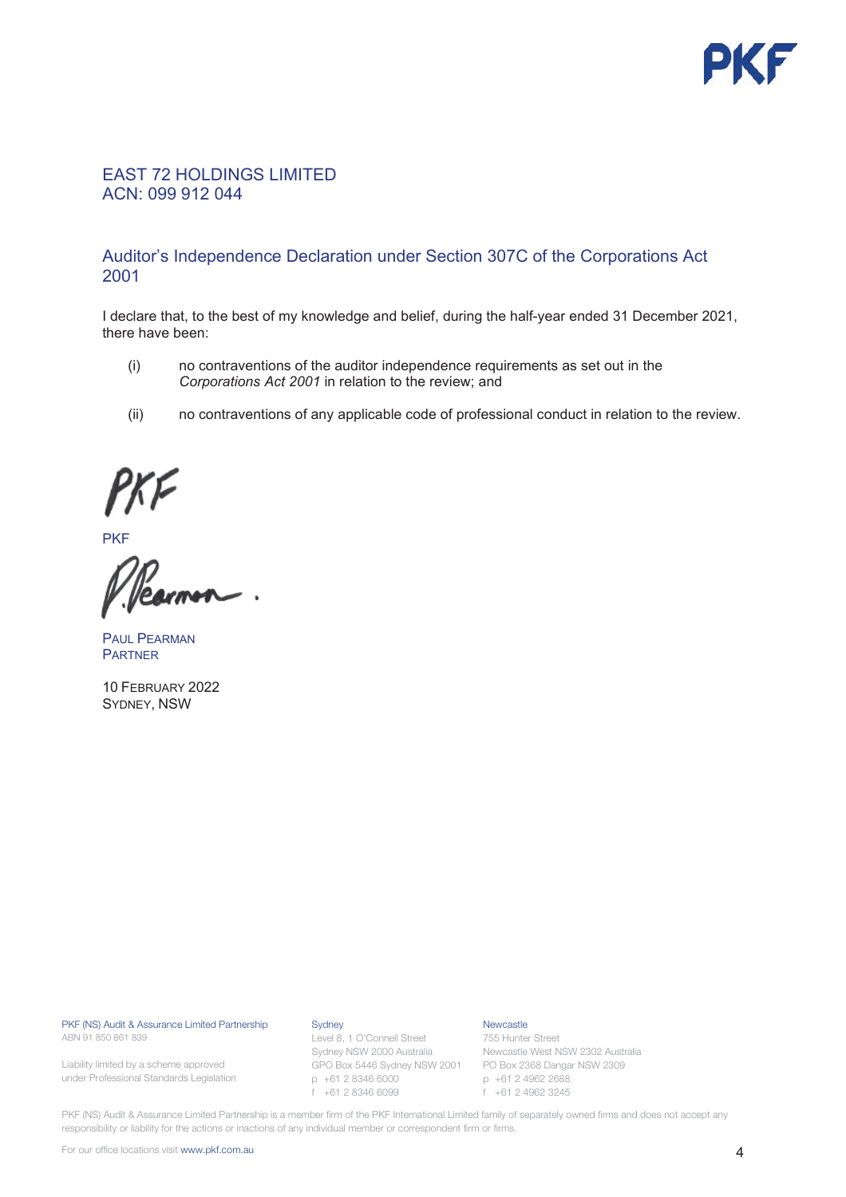EAST 72 HOLDINGS LIMITED
ACN: 099 912 044

## Auditor's Independence Declaration under Section 307C of the Corporations Act 2001

I declare that, to the best of my knowledge and belief, during the half-year ended 31 December 2021, there have been:

(i) no contraventions of the auditor independence requirements as set out in the *Corporations Act 2001* in relation to the review; and

(ii) no contraventions of any applicable code of professional conduct in relation to the review.

PKF

PAUL PEARMAN
PARTNER

10 FEBRUARY 2022
SYDNEY, NSW

PKF (NS) Audit & Assurance Limited Partnership
ABN 91 850 861 839

Liability limited by a scheme approved under Professional Standards Legislation

Sydney
Level 8, 1 O'Connell Street
Sydney NSW 2000 Australia
GPO Box 5446 Sydney NSW 2001
p +61 2 8346 6000
f +61 2 8346 6099

Newcastle
755 Hunter Street
Newcastle West NSW 2302 Australia
PO Box 2368 Dangar NSW 2309
p +61 2 4962 2688
f +61 2 4962 3245

PKF (NS) Audit & Assurance Limited Partnership is a member firm of the PKF International Limited family of separately owned firms and does not accept any responsibility or liability for the actions or inactions of any individual member or correspondent firm or firms.

For our office locations visit www.pkf.com.au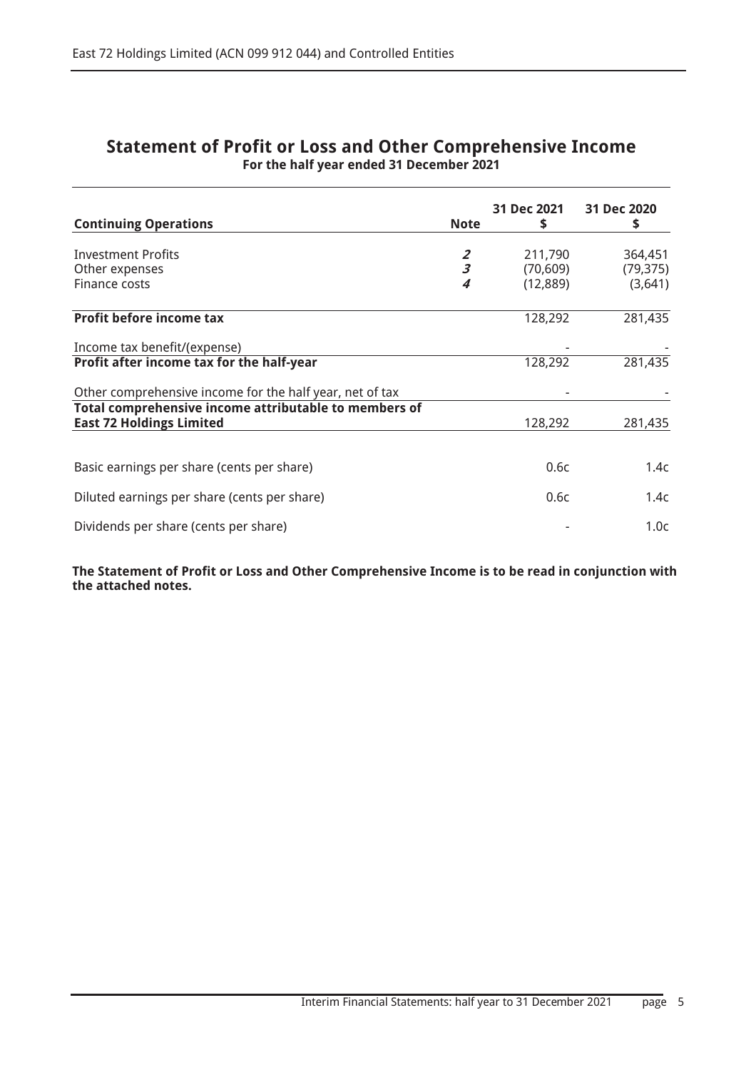## Statement of Profit or Loss and Other Comprehensive Income

**For the half year ended 31 December 2021**

| **Continuing Operations** | **Note** | **31 Dec 2021 $** | **31 Dec 2020 $** |
|---|---|---|---|
| Investment Profits | *2* | 211,790 | 364,451 |
| Other expenses | *3* | (70,609) | (79,375) |
| Finance costs | *4* | (12,889) | (3,641) |
| **Profit before income tax** | | 128,292 | 281,435 |
| Income tax benefit/(expense) | | - | - |
| **Profit after income tax for the half-year** | | 128,292 | 281,435 |
| Other comprehensive income for the half year, net of tax | | - | - |
| **Total comprehensive income attributable to members of East 72 Holdings Limited** | | 128,292 | 281,435 |
| Basic earnings per share (cents per share) | | 0.6c | 1.4c |
| Diluted earnings per share (cents per share) | | 0.6c | 1.4c |
| Dividends per share (cents per share) | | - | 1.0c |

**The Statement of Profit or Loss and Other Comprehensive Income is to be read in conjunction with the attached notes.**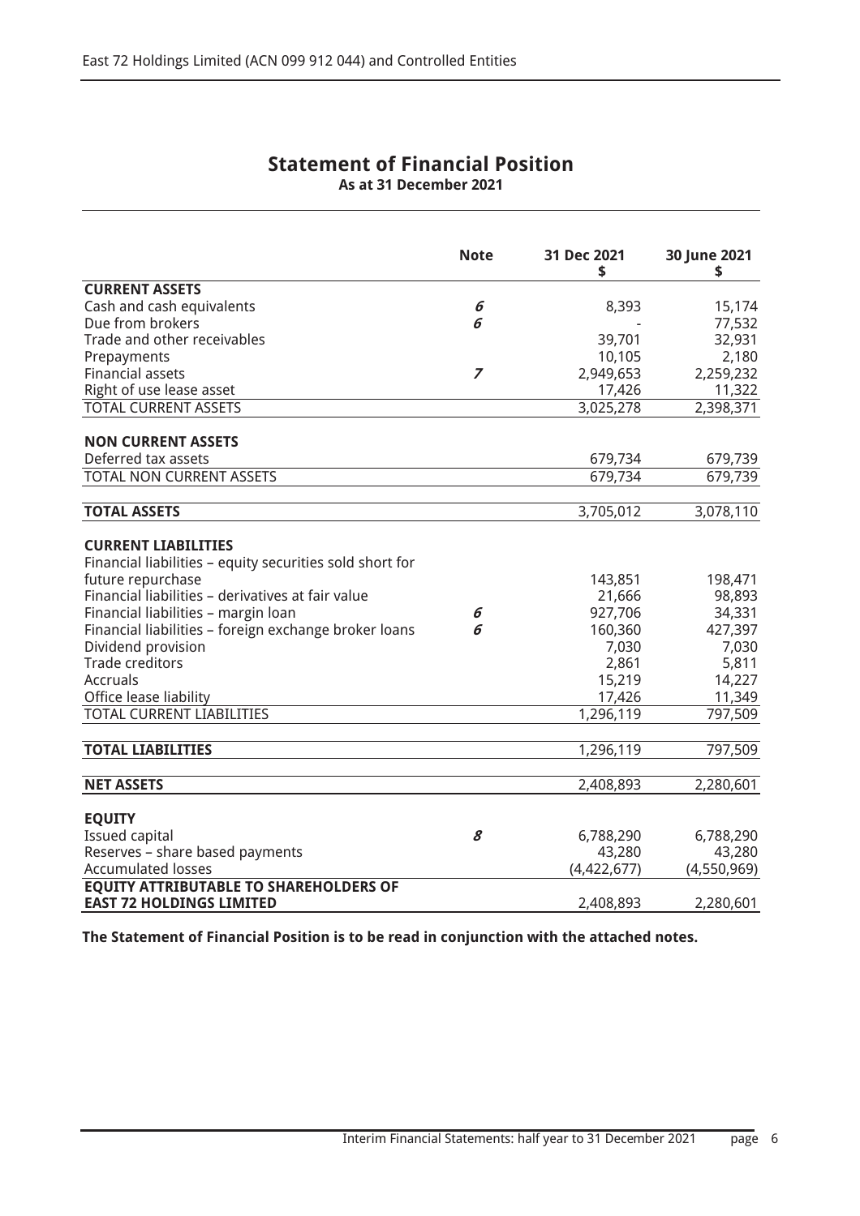# Statement of Financial Position

**As at 31 December 2021**

| | Note | 31 Dec 2021 $ | 30 June 2021 $ |
|---|---|---|---|
| **CURRENT ASSETS** | | | |
| Cash and cash equivalents | *6* | 8,393 | 15,174 |
| Due from brokers | *6* | - | 77,532 |
| Trade and other receivables | | 39,701 | 32,931 |
| Prepayments | | 10,105 | 2,180 |
| Financial assets | *7* | 2,949,653 | 2,259,232 |
| Right of use lease asset | | 17,426 | 11,322 |
| TOTAL CURRENT ASSETS | | 3,025,278 | 2,398,371 |
| | | | |
| **NON CURRENT ASSETS** | | | |
| Deferred tax assets | | 679,734 | 679,739 |
| TOTAL NON CURRENT ASSETS | | 679,734 | 679,739 |
| | | | |
| **TOTAL ASSETS** | | 3,705,012 | 3,078,110 |
| | | | |
| **CURRENT LIABILITIES** | | | |
| Financial liabilities – equity securities sold short for future repurchase | | 143,851 | 198,471 |
| Financial liabilities – derivatives at fair value | | 21,666 | 98,893 |
| Financial liabilities – margin loan | *6* | 927,706 | 34,331 |
| Financial liabilities – foreign exchange broker loans | *6* | 160,360 | 427,397 |
| Dividend provision | | 7,030 | 7,030 |
| Trade creditors | | 2,861 | 5,811 |
| Accruals | | 15,219 | 14,227 |
| Office lease liability | | 17,426 | 11,349 |
| TOTAL CURRENT LIABILITIES | | 1,296,119 | 797,509 |
| | | | |
| **TOTAL LIABILITIES** | | 1,296,119 | 797,509 |
| | | | |
| **NET ASSETS** | | 2,408,893 | 2,280,601 |
| | | | |
| **EQUITY** | | | |
| Issued capital | *8* | 6,788,290 | 6,788,290 |
| Reserves – share based payments | | 43,280 | 43,280 |
| Accumulated losses | | (4,422,677) | (4,550,969) |
| **EQUITY ATTRIBUTABLE TO SHAREHOLDERS OF EAST 72 HOLDINGS LIMITED** | | 2,408,893 | 2,280,601 |

**The Statement of Financial Position is to be read in conjunction with the attached notes.**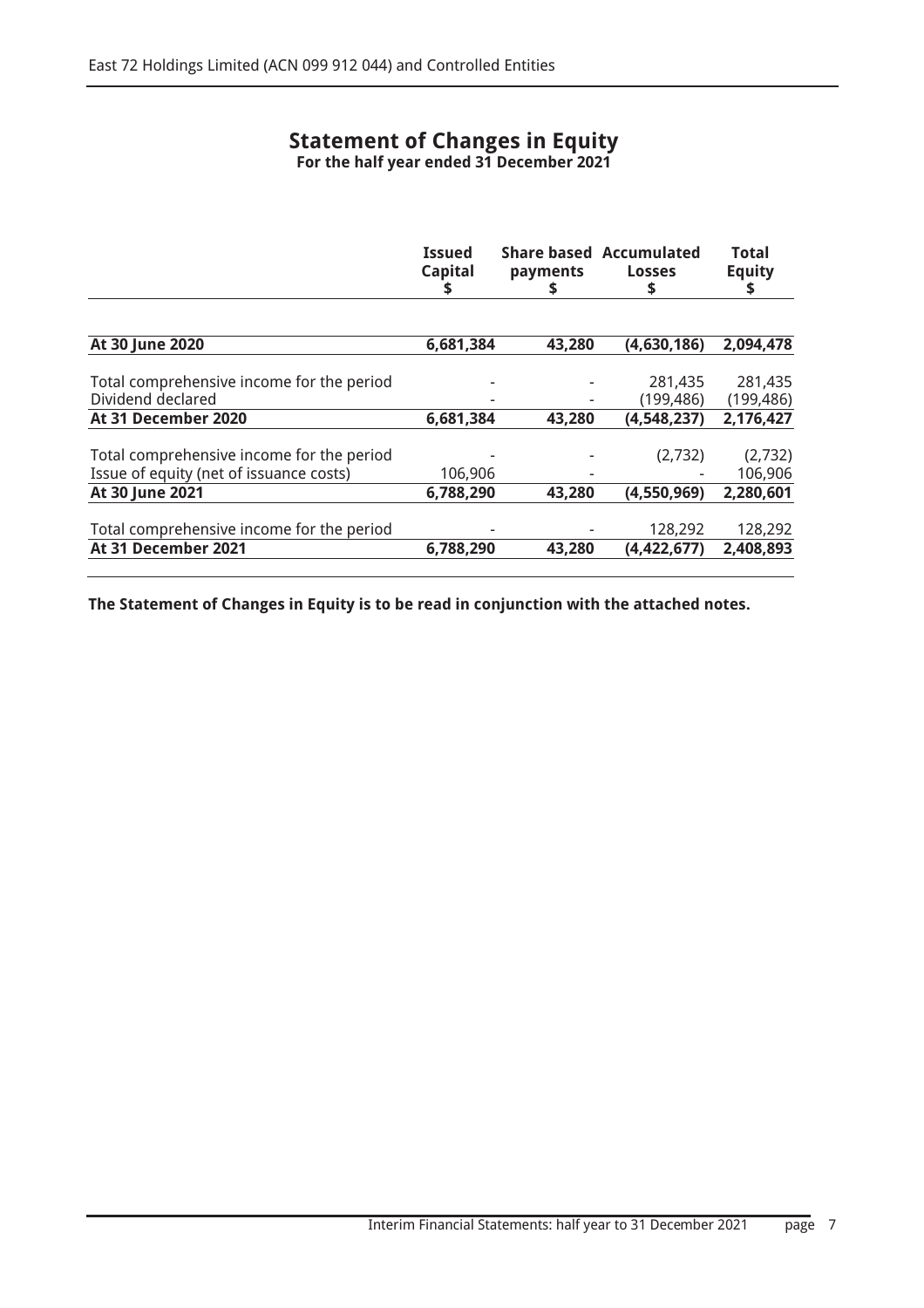# Statement of Changes in Equity

**For the half year ended 31 December 2021**

| | Issued Capital $ | Share based payments $ | Accumulated Losses $ | Total Equity $ |
|---|---|---|---|---|
| **At 30 June 2020** | **6,681,384** | **43,280** | **(4,630,186)** | **2,094,478** |
| Total comprehensive income for the period | - | - | 281,435 | 281,435 |
| Dividend declared | - | - | (199,486) | (199,486) |
| **At 31 December 2020** | **6,681,384** | **43,280** | **(4,548,237)** | **2,176,427** |
| Total comprehensive income for the period | - | - | (2,732) | (2,732) |
| Issue of equity (net of issuance costs) | 106,906 | - | - | 106,906 |
| **At 30 June 2021** | **6,788,290** | **43,280** | **(4,550,969)** | **2,280,601** |
| Total comprehensive income for the period | - | - | 128,292 | 128,292 |
| **At 31 December 2021** | **6,788,290** | **43,280** | **(4,422,677)** | **2,408,893** |

**The Statement of Changes in Equity is to be read in conjunction with the attached notes.**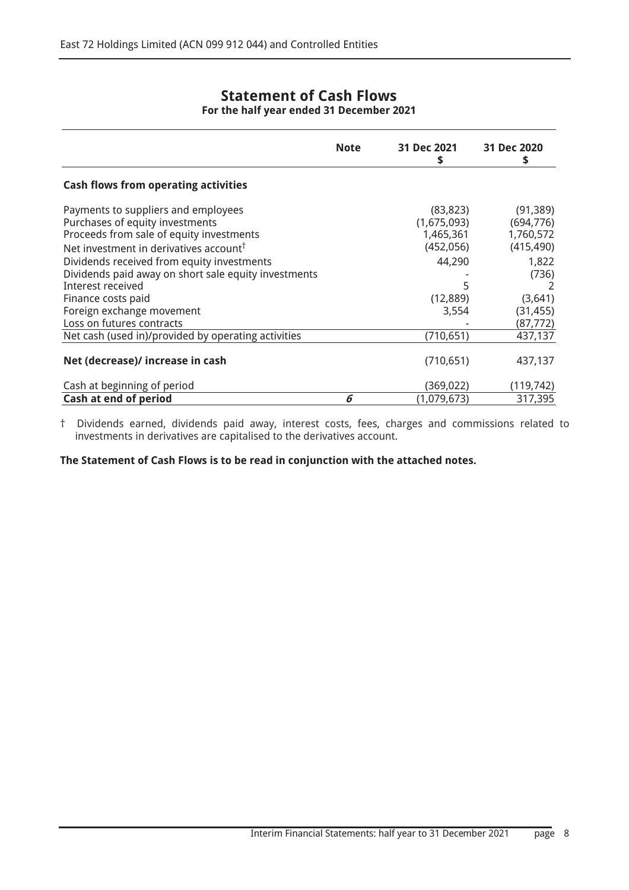# Statement of Cash Flows

**For the half year ended 31 December 2021**

| | Note | 31 Dec 2021<br>$ | 31 Dec 2020<br>$ |
|---|---|---|---|
| **Cash flows from operating activities** | | | |
| Payments to suppliers and employees | | (83,823) | (91,389) |
| Purchases of equity investments | | (1,675,093) | (694,776) |
| Proceeds from sale of equity investments | | 1,465,361 | 1,760,572 |
| Net investment in derivatives account† | | (452,056) | (415,490) |
| Dividends received from equity investments | | 44,290 | 1,822 |
| Dividends paid away on short sale equity investments | | - | (736) |
| Interest received | | 5 | 2 |
| Finance costs paid | | (12,889) | (3,641) |
| Foreign exchange movement | | 3,554 | (31,455) |
| Loss on futures contracts | | - | (87,772) |
| Net cash (used in)/provided by operating activities | | (710,651) | 437,137 |
| **Net (decrease)/ increase in cash** | | (710,651) | 437,137 |
| Cash at beginning of period | | (369,022) | (119,742) |
| **Cash at end of period** | *6* | (1,079,673) | 317,395 |

† Dividends earned, dividends paid away, interest costs, fees, charges and commissions related to investments in derivatives are capitalised to the derivatives account.

**The Statement of Cash Flows is to be read in conjunction with the attached notes.**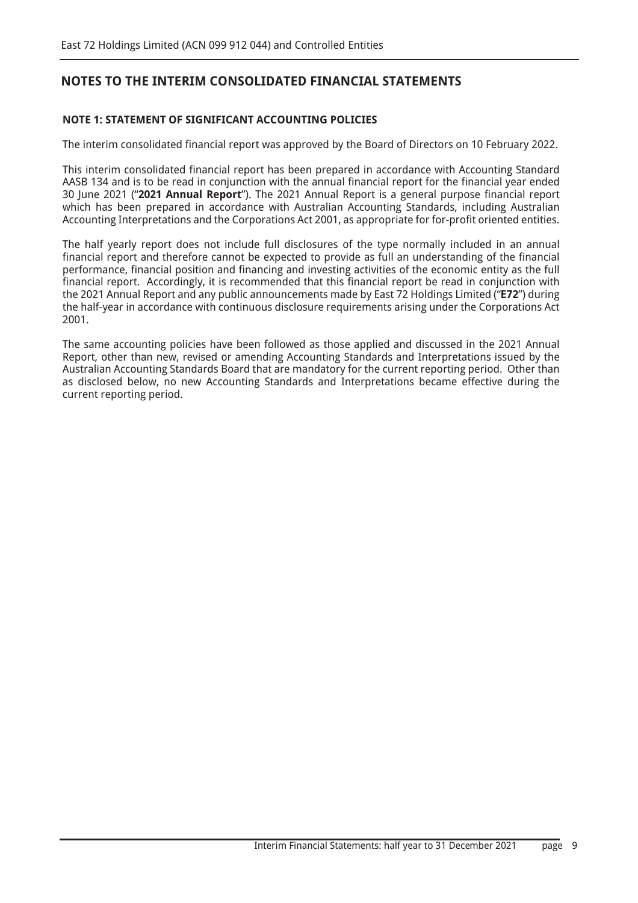## NOTES TO THE INTERIM CONSOLIDATED FINANCIAL STATEMENTS

### NOTE 1: STATEMENT OF SIGNIFICANT ACCOUNTING POLICIES

The interim consolidated financial report was approved by the Board of Directors on 10 February 2022.

This interim consolidated financial report has been prepared in accordance with Accounting Standard AASB 134 and is to be read in conjunction with the annual financial report for the financial year ended 30 June 2021 ("**2021 Annual Report**"). The 2021 Annual Report is a general purpose financial report which has been prepared in accordance with Australian Accounting Standards, including Australian Accounting Interpretations and the Corporations Act 2001, as appropriate for for-profit oriented entities.

The half yearly report does not include full disclosures of the type normally included in an annual financial report and therefore cannot be expected to provide as full an understanding of the financial performance, financial position and financing and investing activities of the economic entity as the full financial report. Accordingly, it is recommended that this financial report be read in conjunction with the 2021 Annual Report and any public announcements made by East 72 Holdings Limited ("**E72**") during the half-year in accordance with continuous disclosure requirements arising under the Corporations Act 2001.

The same accounting policies have been followed as those applied and discussed in the 2021 Annual Report, other than new, revised or amending Accounting Standards and Interpretations issued by the Australian Accounting Standards Board that are mandatory for the current reporting period. Other than as disclosed below, no new Accounting Standards and Interpretations became effective during the current reporting period.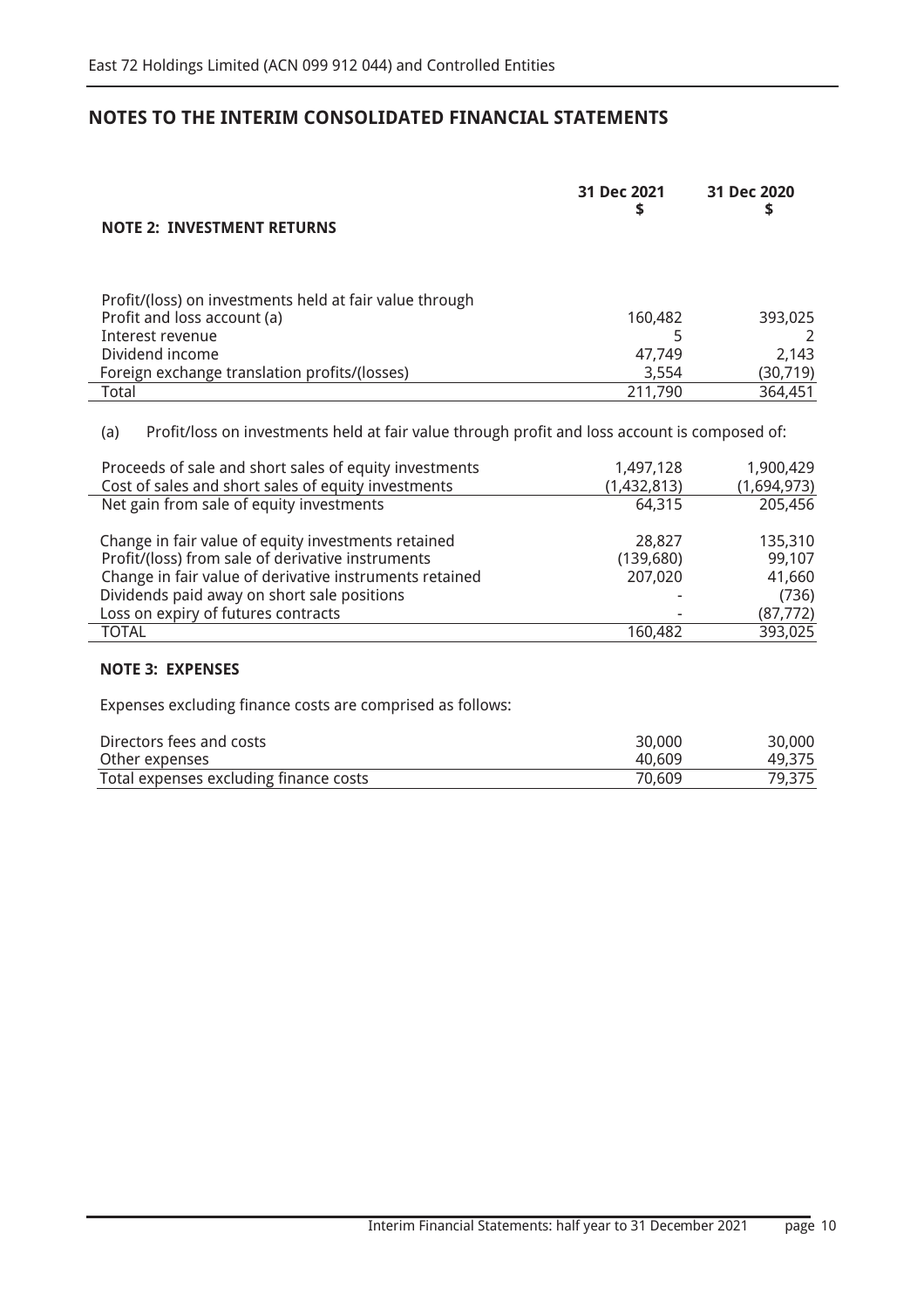## NOTES TO THE INTERIM CONSOLIDATED FINANCIAL STATEMENTS

| NOTE 2: INVESTMENT RETURNS | 31 Dec 2021 $ | 31 Dec 2020 $ |
|---|---|---|
| Profit/(loss) on investments held at fair value through Profit and loss account (a) | 160,482 | 393,025 |
| Interest revenue | 5 | 2 |
| Dividend income | 47,749 | 2,143 |
| Foreign exchange translation profits/(losses) | 3,554 | (30,719) |
| Total | 211,790 | 364,451 |

(a) Profit/loss on investments held at fair value through profit and loss account is composed of:

| | 31 Dec 2021 $ | 31 Dec 2020 $ |
|---|---|---|
| Proceeds of sale and short sales of equity investments | 1,497,128 | 1,900,429 |
| Cost of sales and short sales of equity investments | (1,432,813) | (1,694,973) |
| Net gain from sale of equity investments | 64,315 | 205,456 |
| Change in fair value of equity investments retained | 28,827 | 135,310 |
| Profit/(loss) from sale of derivative instruments | (139,680) | 99,107 |
| Change in fair value of derivative instruments retained | 207,020 | 41,660 |
| Dividends paid away on short sale positions | - | (736) |
| Loss on expiry of futures contracts | - | (87,772) |
| TOTAL | 160,482 | 393,025 |

### NOTE 3: EXPENSES

Expenses excluding finance costs are comprised as follows:

| | 31 Dec 2021 $ | 31 Dec 2020 $ |
|---|---|---|
| Directors fees and costs | 30,000 | 30,000 |
| Other expenses | 40,609 | 49,375 |
| Total expenses excluding finance costs | 70,609 | 79,375 |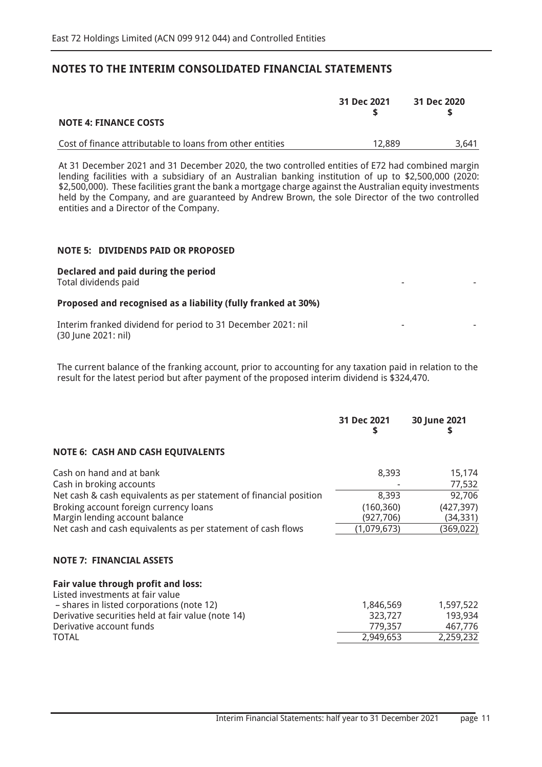# NOTES TO THE INTERIM CONSOLIDATED FINANCIAL STATEMENTS

| | 31 Dec 2021 $ | 31 Dec 2020 $ |
|---|---|---|
| **NOTE 4: FINANCE COSTS** | | |
| Cost of finance attributable to loans from other entities | 12,889 | 3,641 |

At 31 December 2021 and 31 December 2020, the two controlled entities of E72 had combined margin lending facilities with a subsidiary of an Australian banking institution of up to $2,500,000 (2020: $2,500,000). These facilities grant the bank a mortgage charge against the Australian equity investments held by the Company, and are guaranteed by Andrew Brown, the sole Director of the two controlled entities and a Director of the Company.

## NOTE 5: DIVIDENDS PAID OR PROPOSED

| | | |
|---|---|---|
| **Declared and paid during the period** | | |
| Total dividends paid | - | - |
| **Proposed and recognised as a liability (fully franked at 30%)** | | |
| Interim franked dividend for period to 31 December 2021: nil (30 June 2021: nil) | - | - |

The current balance of the franking account, prior to accounting for any taxation paid in relation to the result for the latest period but after payment of the proposed interim dividend is $324,470.

| | 31 Dec 2021 $ | 30 June 2021 $ |
|---|---|---|
| **NOTE 6: CASH AND CASH EQUIVALENTS** | | |
| Cash on hand and at bank | 8,393 | 15,174 |
| Cash in broking accounts | - | 77,532 |
| Net cash & cash equivalents as per statement of financial position | 8,393 | 92,706 |
| Broking account foreign currency loans | (160,360) | (427,397) |
| Margin lending account balance | (927,706) | (34,331) |
| Net cash and cash equivalents as per statement of cash flows | (1,079,673) | (369,022) |
| | | |
| **NOTE 7: FINANCIAL ASSETS** | | |
| **Fair value through profit and loss:** | | |
| Listed investments at fair value | | |
| – shares in listed corporations (note 12) | 1,846,569 | 1,597,522 |
| Derivative securities held at fair value (note 14) | 323,727 | 193,934 |
| Derivative account funds | 779,357 | 467,776 |
| TOTAL | 2,949,653 | 2,259,232 |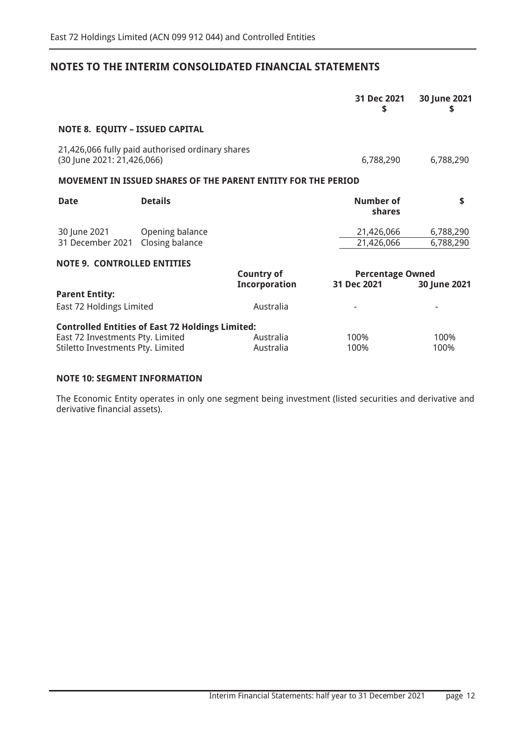## NOTES TO THE INTERIM CONSOLIDATED FINANCIAL STATEMENTS

| | 31 Dec 2021 $ | 30 June 2021 $ |
|---|---|---|
| **NOTE 8. EQUITY – ISSUED CAPITAL** | | |
| 21,426,066 fully paid authorised ordinary shares (30 June 2021: 21,426,066) | 6,788,290 | 6,788,290 |

**MOVEMENT IN ISSUED SHARES OF THE PARENT ENTITY FOR THE PERIOD**

| Date | Details | Number of shares | $ |
|---|---|---|---|
| 30 June 2021 | Opening balance | 21,426,066 | 6,788,290 |
| 31 December 2021 | Closing balance | 21,426,066 | 6,788,290 |

**NOTE 9. CONTROLLED ENTITIES**

| | Country of Incorporation | Percentage Owned 31 Dec 2021 | Percentage Owned 30 June 2021 |
|---|---|---|---|
| **Parent Entity:** | | | |
| East 72 Holdings Limited | Australia | - | - |
| **Controlled Entities of East 72 Holdings Limited:** | | | |
| East 72 Investments Pty. Limited | Australia | 100% | 100% |
| Stiletto Investments Pty. Limited | Australia | 100% | 100% |

**NOTE 10: SEGMENT INFORMATION**

The Economic Entity operates in only one segment being investment (listed securities and derivative and derivative financial assets).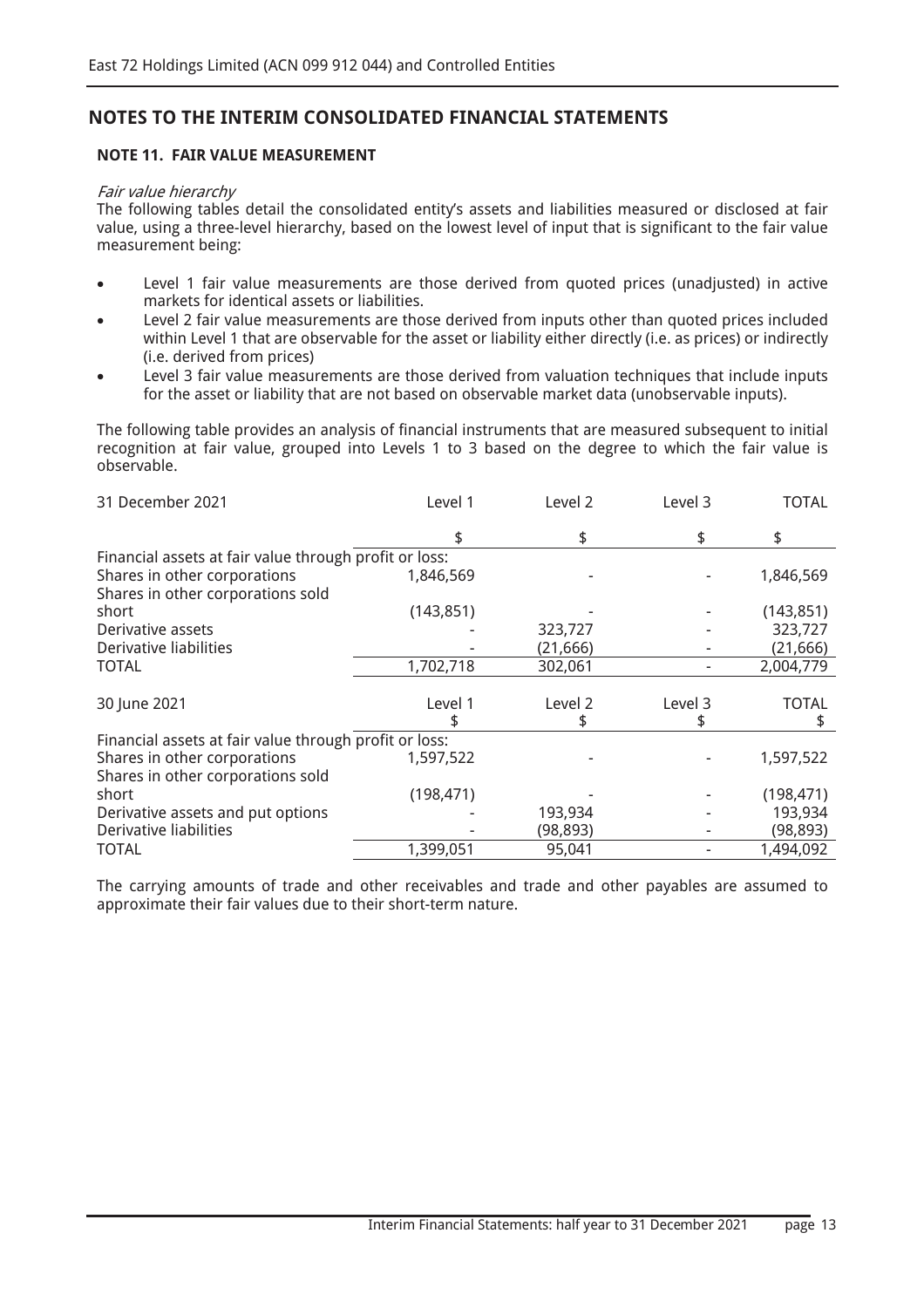## NOTES TO THE INTERIM CONSOLIDATED FINANCIAL STATEMENTS

### NOTE 11. FAIR VALUE MEASUREMENT

*Fair value hierarchy*

The following tables detail the consolidated entity's assets and liabilities measured or disclosed at fair value, using a three-level hierarchy, based on the lowest level of input that is significant to the fair value measurement being:

- Level 1 fair value measurements are those derived from quoted prices (unadjusted) in active markets for identical assets or liabilities.
- Level 2 fair value measurements are those derived from inputs other than quoted prices included within Level 1 that are observable for the asset or liability either directly (i.e. as prices) or indirectly (i.e. derived from prices)
- Level 3 fair value measurements are those derived from valuation techniques that include inputs for the asset or liability that are not based on observable market data (unobservable inputs).

The following table provides an analysis of financial instruments that are measured subsequent to initial recognition at fair value, grouped into Levels 1 to 3 based on the degree to which the fair value is observable.

| 31 December 2021 | Level 1 | Level 2 | Level 3 | TOTAL |
|---|---|---|---|---|
| | $ | $ | $ | $ |
| Financial assets at fair value through profit or loss: | | | | |
| Shares in other corporations | 1,846,569 | - | - | 1,846,569 |
| Shares in other corporations sold short | (143,851) | - | - | (143,851) |
| Derivative assets | - | 323,727 | - | 323,727 |
| Derivative liabilities | - | (21,666) | - | (21,666) |
| TOTAL | 1,702,718 | 302,061 | - | 2,004,779 |

| 30 June 2021 | Level 1 | Level 2 | Level 3 | TOTAL |
|---|---|---|---|---|
| | $ | $ | $ | $ |
| Financial assets at fair value through profit or loss: | | | | |
| Shares in other corporations | 1,597,522 | - | - | 1,597,522 |
| Shares in other corporations sold short | (198,471) | - | - | (198,471) |
| Derivative assets and put options | - | 193,934 | - | 193,934 |
| Derivative liabilities | - | (98,893) | - | (98,893) |
| TOTAL | 1,399,051 | 95,041 | - | 1,494,092 |

The carrying amounts of trade and other receivables and trade and other payables are assumed to approximate their fair values due to their short-term nature.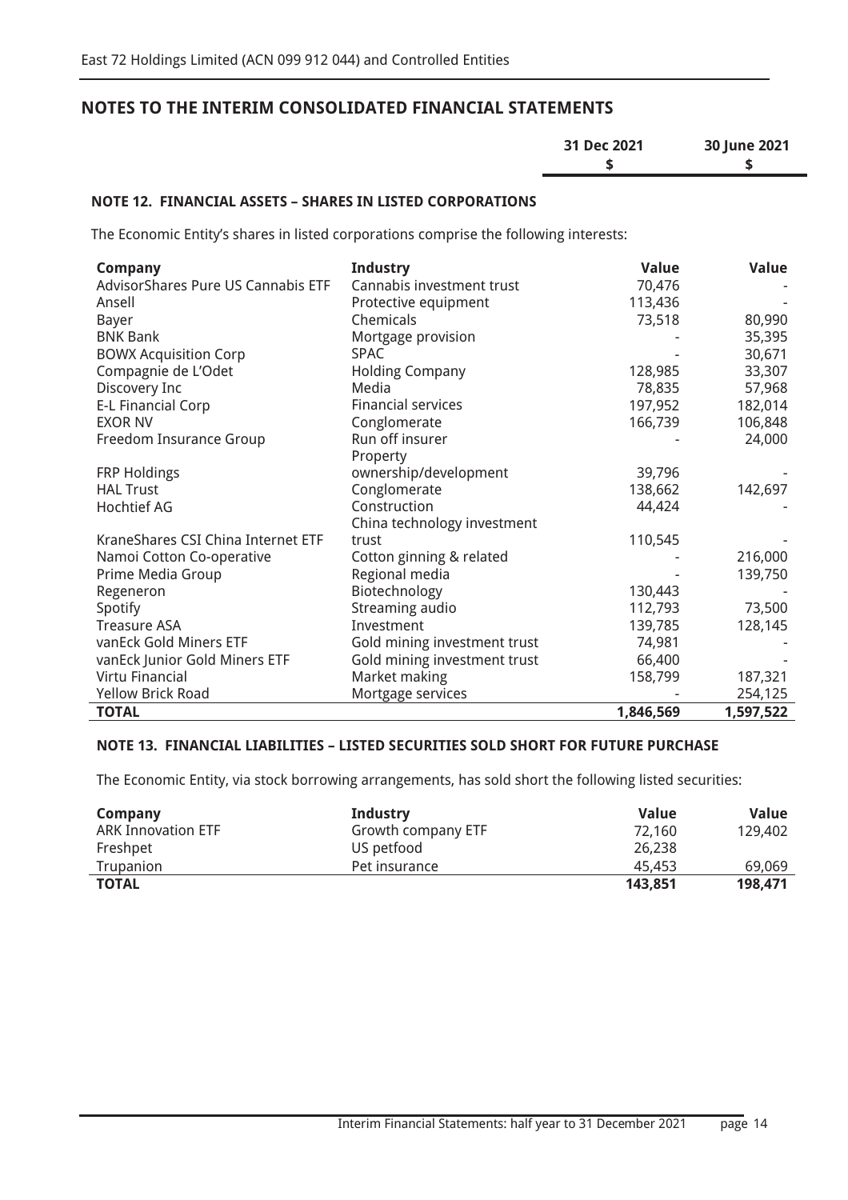## NOTES TO THE INTERIM CONSOLIDATED FINANCIAL STATEMENTS

### NOTE 12. FINANCIAL ASSETS – SHARES IN LISTED CORPORATIONS

The Economic Entity's shares in listed corporations comprise the following interests:

| Company | Industry | 31 Dec 2021 $ Value | 30 June 2021 $ Value |
|---|---|---|---|
| AdvisorShares Pure US Cannabis ETF | Cannabis investment trust | 70,476 | - |
| Ansell | Protective equipment | 113,436 | - |
| Bayer | Chemicals | 73,518 | 80,990 |
| BNK Bank | Mortgage provision | - | 35,395 |
| BOWX Acquisition Corp | SPAC | - | 30,671 |
| Compagnie de L'Odet | Holding Company | 128,985 | 33,307 |
| Discovery Inc | Media | 78,835 | 57,968 |
| E-L Financial Corp | Financial services | 197,952 | 182,014 |
| EXOR NV | Conglomerate | 166,739 | 106,848 |
| Freedom Insurance Group | Run off insurer | - | 24,000 |
| FRP Holdings | Property ownership/development | 39,796 | - |
| HAL Trust | Conglomerate | 138,662 | 142,697 |
| Hochtief AG | Construction | 44,424 | - |
| KraneShares CSI China Internet ETF | China technology investment trust | 110,545 | - |
| Namoi Cotton Co-operative | Cotton ginning & related | - | 216,000 |
| Prime Media Group | Regional media | - | 139,750 |
| Regeneron | Biotechnology | 130,443 | - |
| Spotify | Streaming audio | 112,793 | 73,500 |
| Treasure ASA | Investment | 139,785 | 128,145 |
| vanEck Gold Miners ETF | Gold mining investment trust | 74,981 | - |
| vanEck Junior Gold Miners ETF | Gold mining investment trust | 66,400 | - |
| Virtu Financial | Market making | 158,799 | 187,321 |
| Yellow Brick Road | Mortgage services | - | 254,125 |
| **TOTAL** | | **1,846,569** | **1,597,522** |

### NOTE 13. FINANCIAL LIABILITIES – LISTED SECURITIES SOLD SHORT FOR FUTURE PURCHASE

The Economic Entity, via stock borrowing arrangements, has sold short the following listed securities:

| Company | Industry | 31 Dec 2021 $ Value | 30 June 2021 $ Value |
|---|---|---|---|
| ARK Innovation ETF | Growth company ETF | 72,160 | 129,402 |
| Freshpet | US petfood | 26,238 | |
| Trupanion | Pet insurance | 45,453 | 69,069 |
| **TOTAL** | | **143,851** | **198,471** |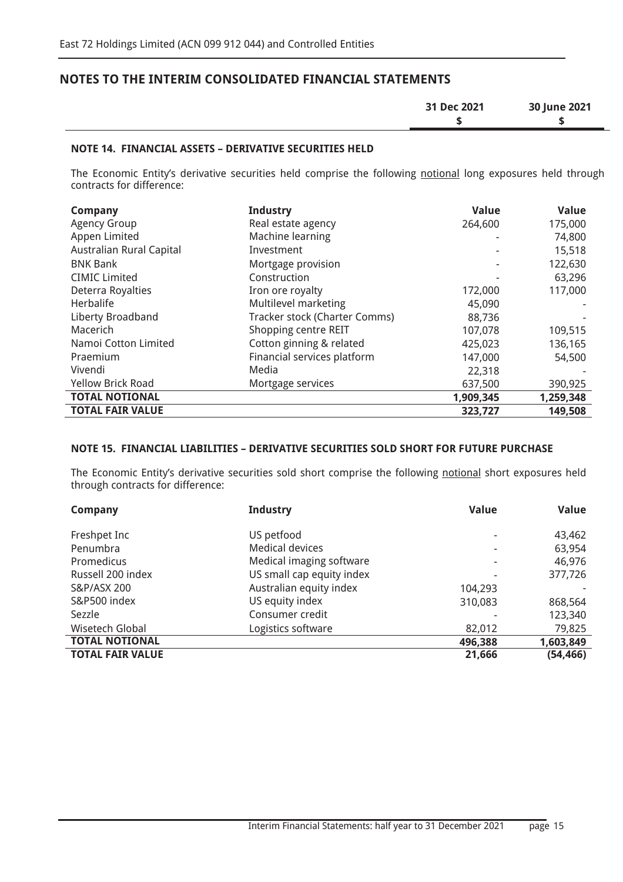## NOTES TO THE INTERIM CONSOLIDATED FINANCIAL STATEMENTS

### NOTE 14. FINANCIAL ASSETS – DERIVATIVE SECURITIES HELD

The Economic Entity's derivative securities held comprise the following notional long exposures held through contracts for difference:

| Company | Industry | 31 Dec 2021 $ Value | 30 June 2021 $ Value |
|---|---|---|---|
| Agency Group | Real estate agency | 264,600 | 175,000 |
| Appen Limited | Machine learning | - | 74,800 |
| Australian Rural Capital | Investment | - | 15,518 |
| BNK Bank | Mortgage provision | - | 122,630 |
| CIMIC Limited | Construction | - | 63,296 |
| Deterra Royalties | Iron ore royalty | 172,000 | 117,000 |
| Herbalife | Multilevel marketing | 45,090 | - |
| Liberty Broadband | Tracker stock (Charter Comms) | 88,736 | - |
| Macerich | Shopping centre REIT | 107,078 | 109,515 |
| Namoi Cotton Limited | Cotton ginning & related | 425,023 | 136,165 |
| Praemium | Financial services platform | 147,000 | 54,500 |
| Vivendi | Media | 22,318 | - |
| Yellow Brick Road | Mortgage services | 637,500 | 390,925 |
| **TOTAL NOTIONAL** | | **1,909,345** | **1,259,348** |
| **TOTAL FAIR VALUE** | | **323,727** | **149,508** |

### NOTE 15. FINANCIAL LIABILITIES – DERIVATIVE SECURITIES SOLD SHORT FOR FUTURE PURCHASE

The Economic Entity's derivative securities sold short comprise the following notional short exposures held through contracts for difference:

| Company | Industry | 31 Dec 2021 $ Value | 30 June 2021 $ Value |
|---|---|---|---|
| Freshpet Inc | US petfood | - | 43,462 |
| Penumbra | Medical devices | - | 63,954 |
| Promedicus | Medical imaging software | - | 46,976 |
| Russell 200 index | US small cap equity index | - | 377,726 |
| S&P/ASX 200 | Australian equity index | 104,293 | - |
| S&P500 index | US equity index | 310,083 | 868,564 |
| Sezzle | Consumer credit | - | 123,340 |
| Wisetech Global | Logistics software | 82,012 | 79,825 |
| **TOTAL NOTIONAL** | | **496,388** | **1,603,849** |
| **TOTAL FAIR VALUE** | | **21,666** | **(54,466)** |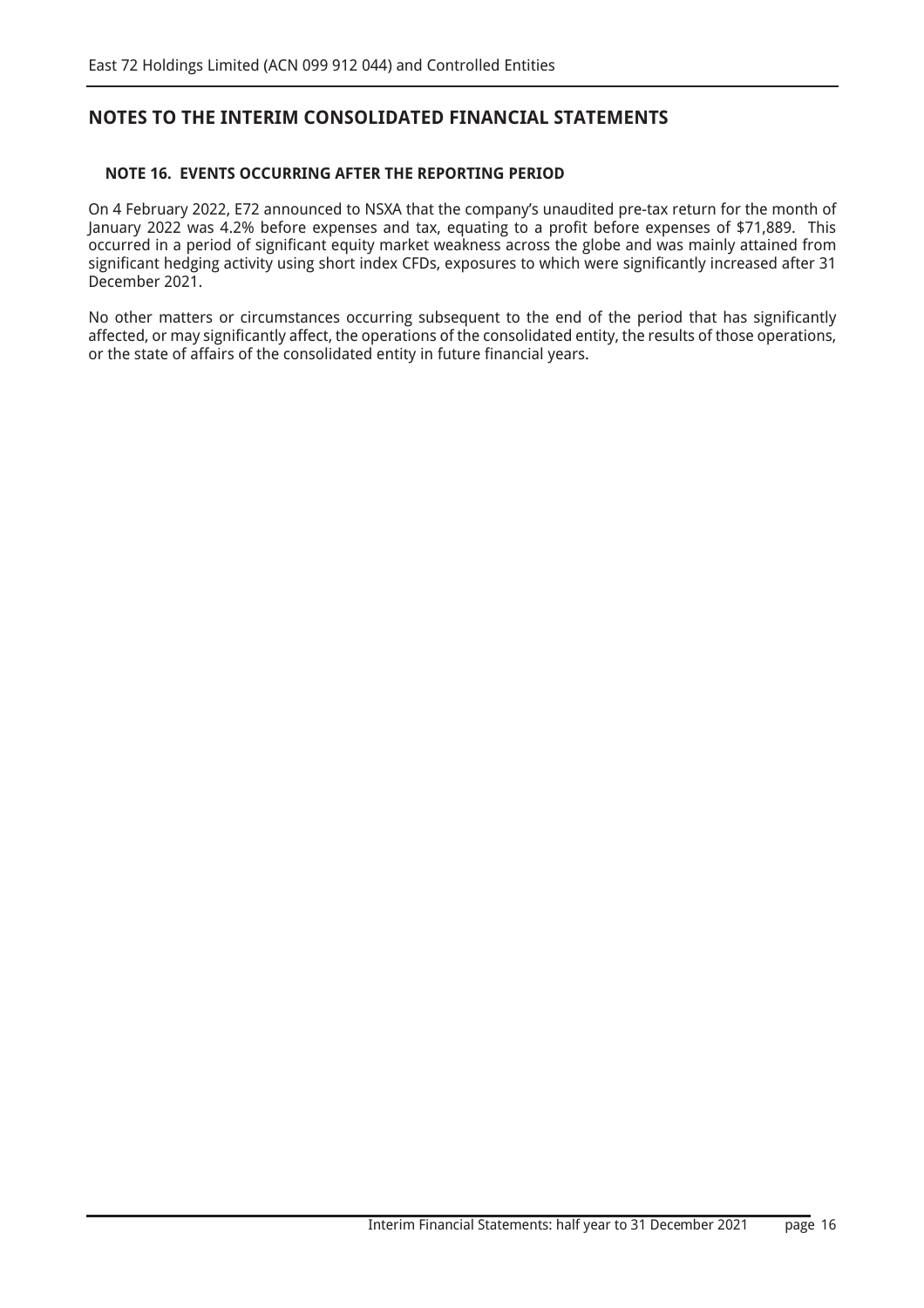## NOTES TO THE INTERIM CONSOLIDATED FINANCIAL STATEMENTS

### NOTE 16. EVENTS OCCURRING AFTER THE REPORTING PERIOD

On 4 February 2022, E72 announced to NSXA that the company's unaudited pre-tax return for the month of January 2022 was 4.2% before expenses and tax, equating to a profit before expenses of $71,889. This occurred in a period of significant equity market weakness across the globe and was mainly attained from significant hedging activity using short index CFDs, exposures to which were significantly increased after 31 December 2021.

No other matters or circumstances occurring subsequent to the end of the period that has significantly affected, or may significantly affect, the operations of the consolidated entity, the results of those operations, or the state of affairs of the consolidated entity in future financial years.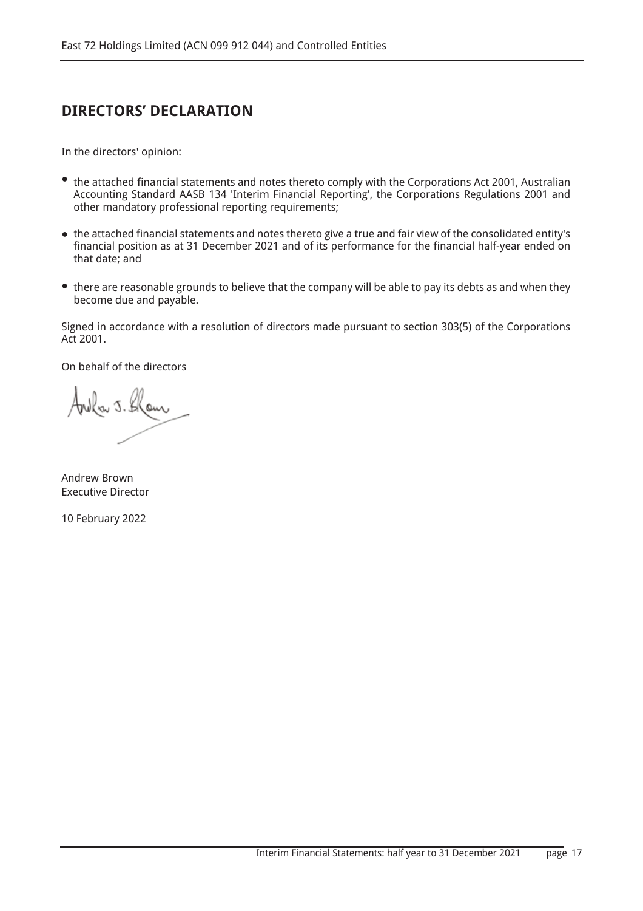# DIRECTORS' DECLARATION

In the directors' opinion:

- the attached financial statements and notes thereto comply with the Corporations Act 2001, Australian Accounting Standard AASB 134 'Interim Financial Reporting', the Corporations Regulations 2001 and other mandatory professional reporting requirements;

- the attached financial statements and notes thereto give a true and fair view of the consolidated entity's financial position as at 31 December 2021 and of its performance for the financial half-year ended on that date; and

- there are reasonable grounds to believe that the company will be able to pay its debts as and when they become due and payable.

Signed in accordance with a resolution of directors made pursuant to section 303(5) of the Corporations Act 2001.

On behalf of the directors

Andrew Brown
Executive Director

10 February 2022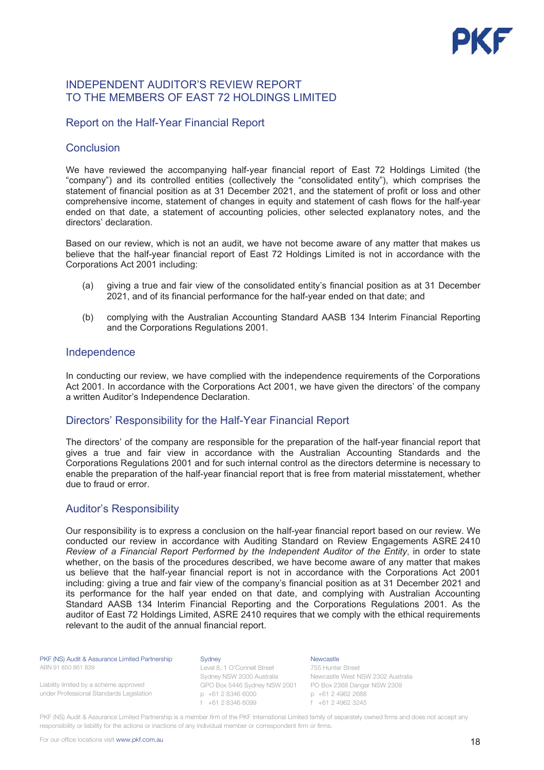# INDEPENDENT AUDITOR'S REVIEW REPORT TO THE MEMBERS OF EAST 72 HOLDINGS LIMITED

## Report on the Half-Year Financial Report

### Conclusion

We have reviewed the accompanying half-year financial report of East 72 Holdings Limited (the "company") and its controlled entities (collectively the "consolidated entity"), which comprises the statement of financial position as at 31 December 2021, and the statement of profit or loss and other comprehensive income, statement of changes in equity and statement of cash flows for the half-year ended on that date, a statement of accounting policies, other selected explanatory notes, and the directors' declaration.

Based on our review, which is not an audit, we have not become aware of any matter that makes us believe that the half-year financial report of East 72 Holdings Limited is not in accordance with the Corporations Act 2001 including:

(a) giving a true and fair view of the consolidated entity's financial position as at 31 December 2021, and of its financial performance for the half-year ended on that date; and

(b) complying with the Australian Accounting Standard AASB 134 Interim Financial Reporting and the Corporations Regulations 2001.

### Independence

In conducting our review, we have complied with the independence requirements of the Corporations Act 2001. In accordance with the Corporations Act 2001, we have given the directors' of the company a written Auditor's Independence Declaration.

### Directors' Responsibility for the Half-Year Financial Report

The directors' of the company are responsible for the preparation of the half-year financial report that gives a true and fair view in accordance with the Australian Accounting Standards and the Corporations Regulations 2001 and for such internal control as the directors determine is necessary to enable the preparation of the half-year financial report that is free from material misstatement, whether due to fraud or error.

### Auditor's Responsibility

Our responsibility is to express a conclusion on the half-year financial report based on our review. We conducted our review in accordance with Auditing Standard on Review Engagements ASRE 2410 *Review of a Financial Report Performed by the Independent Auditor of the Entity*, in order to state whether, on the basis of the procedures described, we have become aware of any matter that makes us believe that the half-year financial report is not in accordance with the Corporations Act 2001 including: giving a true and fair view of the company's financial position as at 31 December 2021 and its performance for the half year ended on that date, and complying with Australian Accounting Standard AASB 134 Interim Financial Reporting and the Corporations Regulations 2001. As the auditor of East 72 Holdings Limited, ASRE 2410 requires that we comply with the ethical requirements relevant to the audit of the annual financial report.

PKF (NS) Audit & Assurance Limited Partnership
ABN 91 850 861 839

Liability limited by a scheme approved under Professional Standards Legislation

Sydney
Level 8, 1 O'Connell Street
Sydney NSW 2000 Australia
GPO Box 5446 Sydney NSW 2001
p +61 2 8346 6000
f +61 2 8346 6099

Newcastle
755 Hunter Street
Newcastle West NSW 2302 Australia
PO Box 2368 Dangar NSW 2309
p +61 2 4962 2688
f +61 2 4962 3245

PKF (NS) Audit & Assurance Limited Partnership is a member firm of the PKF International Limited family of separately owned firms and does not accept any responsibility or liability for the actions or inactions of any individual member or correspondent firm or firms.

For our office locations visit www.pkf.com.au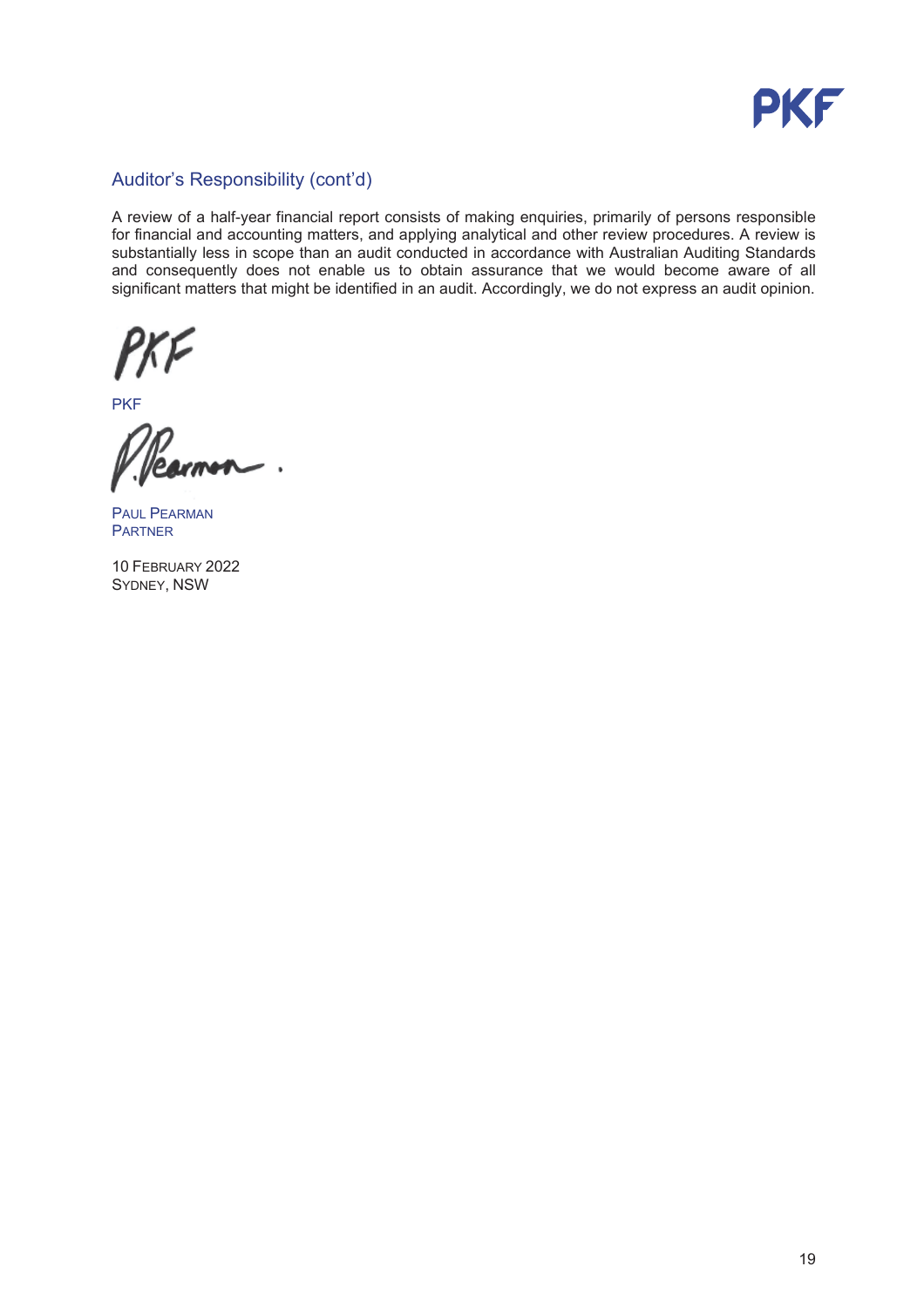## Auditor's Responsibility (cont'd)

A review of a half-year financial report consists of making enquiries, primarily of persons responsible for financial and accounting matters, and applying analytical and other review procedures. A review is substantially less in scope than an audit conducted in accordance with Australian Auditing Standards and consequently does not enable us to obtain assurance that we would become aware of all significant matters that might be identified in an audit. Accordingly, we do not express an audit opinion.

PKF

PAUL PEARMAN
PARTNER

10 FEBRUARY 2022
SYDNEY, NSW